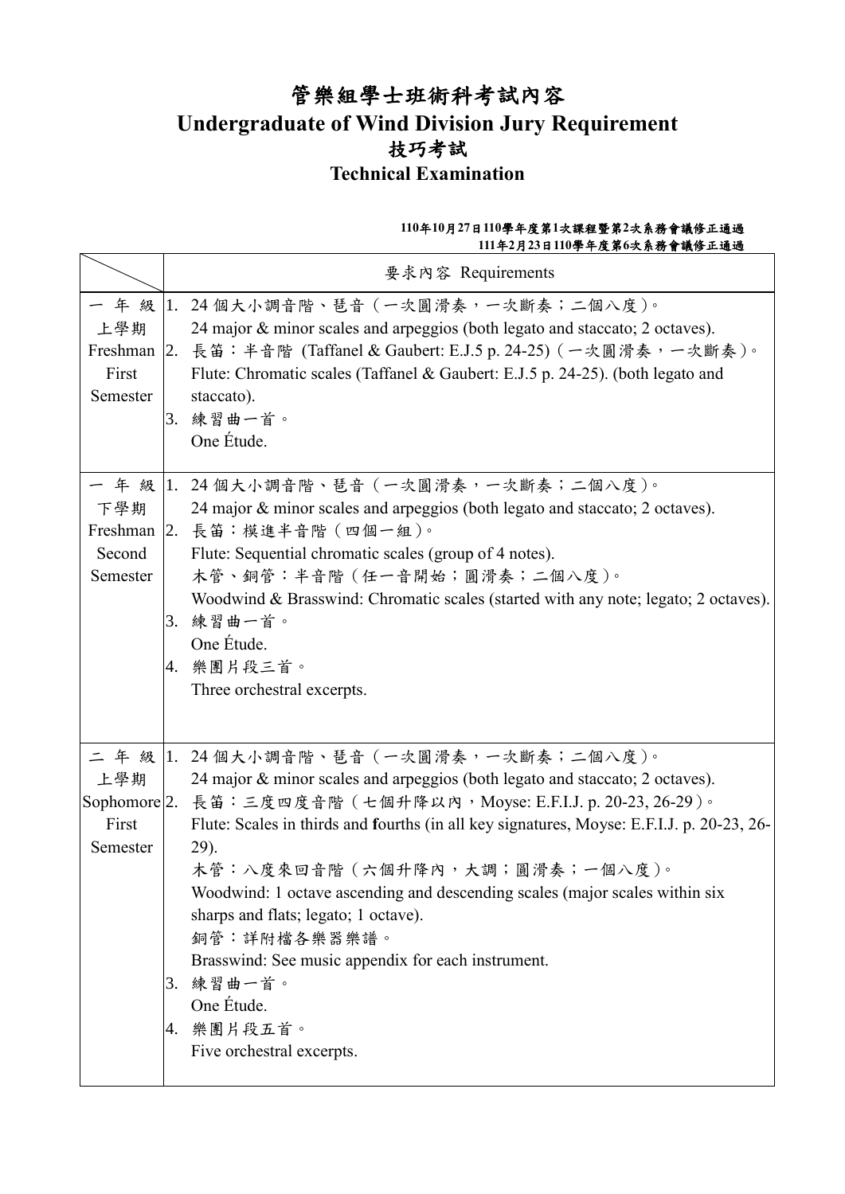# 管樂組學士班術科考試內容

# Undergraduate of Wind Division Jury Requirement

## 技巧考試

## Technical Examination

**110年10月27日110學年度第1次課程暨第2次系務會議修正通過**
**111年2月23日110學年度第6次系務會議修正通過**

| | 要求內容 Requirements |
|---|---|
| 一年級上學期 Freshman First Semester | 1. 24 個大小調音階、琶音（一次圓滑奏，一次斷奏；二個八度）。<br>24 major & minor scales and arpeggios (both legato and staccato; 2 octaves).<br>2. 長笛：半音階 (Taffanel & Gaubert: E.J.5 p. 24-25)（一次圓滑奏，一次斷奏）。<br>Flute: Chromatic scales (Taffanel & Gaubert: E.J.5 p. 24-25). (both legato and staccato).<br>3. 練習曲一首。<br>One Étude. |
| 一年級下學期 Freshman Second Semester | 1. 24 個大小調音階、琶音（一次圓滑奏，一次斷奏；二個八度）。<br>24 major & minor scales and arpeggios (both legato and staccato; 2 octaves).<br>2. 長笛：模進半音階（四個一組）。<br>Flute: Sequential chromatic scales (group of 4 notes).<br>木管、銅管：半音階（任一音開始；圓滑奏；二個八度）。<br>Woodwind & Brasswind: Chromatic scales (started with any note; legato; 2 octaves).<br>3. 練習曲一首。<br>One Étude.<br>4. 樂團片段三首。<br>Three orchestral excerpts. |
| 二年級上學期 Sophomore First Semester | 1. 24 個大小調音階、琶音（一次圓滑奏，一次斷奏；二個八度）。<br>24 major & minor scales and arpeggios (both legato and staccato; 2 octaves).<br>2. 長笛：三度四度音階（七個升降以內，Moyse: E.F.I.J. p. 20-23, 26-29）。<br>Flute: Scales in thirds and fourths (in all key signatures, Moyse: E.F.I.J. p. 20-23, 26-29).<br>木管：八度來回音階（六個升降內，大調；圓滑奏；一個八度）。<br>Woodwind: 1 octave ascending and descending scales (major scales within six sharps and flats; legato; 1 octave).<br>銅管：詳附檔各樂器樂譜。<br>Brasswind: See music appendix for each instrument.<br>3. 練習曲一首。<br>One Étude.<br>4. 樂團片段五首。<br>Five orchestral excerpts. |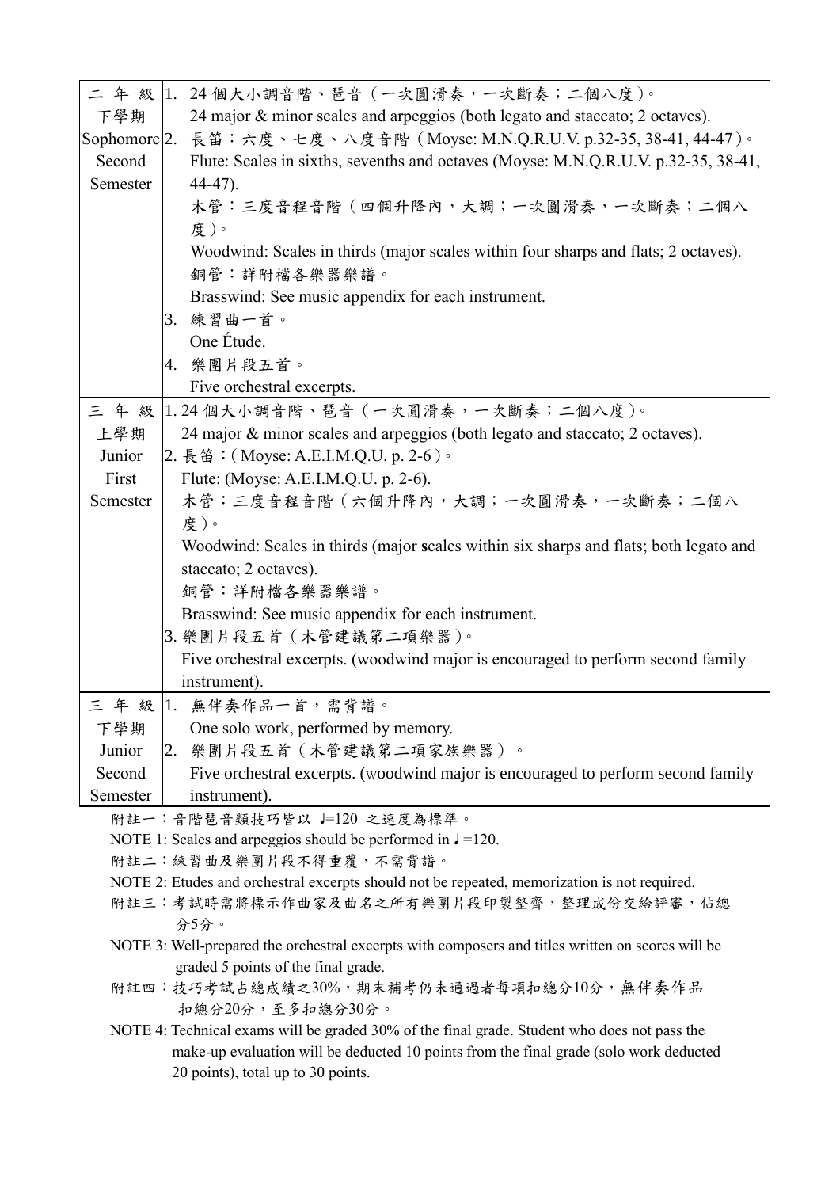| | |
|---|---|
| 二 年 級<br>下學期<br>Sophomore<br>Second<br>Semester | 1. 24 個大小調音階、琶音（一次圓滑奏，一次斷奏；二個八度）。<br>24 major & minor scales and arpeggios (both legato and staccato; 2 octaves).<br>2. 長笛：六度、七度、八度音階（Moyse: M.N.Q.R.U.V. p.32-35, 38-41, 44-47）。<br>Flute: Scales in sixths, sevenths and octaves (Moyse: M.N.Q.R.U.V. p.32-35, 38-41, 44-47).<br>木管：三度音程音階（四個升降內，大調；一次圓滑奏，一次斷奏；二個八度）。<br>Woodwind: Scales in thirds (major scales within four sharps and flats; 2 octaves).<br>銅管：詳附檔各樂器樂譜。<br>Brasswind: See music appendix for each instrument.<br>3. 練習曲一首。<br>One Étude.<br>4. 樂團片段五首。<br>Five orchestral excerpts. |
| 三 年 級<br>上學期<br>Junior<br>First<br>Semester | 1. 24 個大小調音階、琶音（一次圓滑奏，一次斷奏；二個八度）。<br>24 major & minor scales and arpeggios (both legato and staccato; 2 octaves).<br>2. 長笛：(Moyse: A.E.I.M.Q.U. p. 2-6)。<br>Flute: (Moyse: A.E.I.M.Q.U. p. 2-6).<br>木管：三度音程音階（六個升降內，大調；一次圓滑奏，一次斷奏；二個八度）。<br>Woodwind: Scales in thirds (major scales within six sharps and flats; both legato and staccato; 2 octaves).<br>銅管：詳附檔各樂器樂譜。<br>Brasswind: See music appendix for each instrument.<br>3. 樂團片段五首（木管建議第二項樂器）。<br>Five orchestral excerpts. (woodwind major is encouraged to perform second family instrument). |
| 三 年 級<br>下學期<br>Junior<br>Second<br>Semester | 1. 無伴奏作品一首，需背譜。<br>One solo work, performed by memory.<br>2. 樂團片段五首（木管建議第二項家族樂器）。<br>Five orchestral excerpts. (woodwind major is encouraged to perform second family instrument). |

附註一：音階琶音類技巧皆以 ♩=120 之速度為標準。

NOTE 1: Scales and arpeggios should be performed in ♩=120.

附註二：練習曲及樂團片段不得重覆，不需背譜。

NOTE 2: Etudes and orchestral excerpts should not be repeated, memorization is not required.

附註三：考試時需將標示作曲家及曲名之所有樂團片段印製整齊，整理成份交給評審，佔總分5分。

NOTE 3: Well-prepared the orchestral excerpts with composers and titles written on scores will be graded 5 points of the final grade.

附註四：技巧考試占總成績之30%，期末補考仍未通過者每項扣總分10分，無伴奏作品扣總分20分，至多扣總分30分。

NOTE 4: Technical exams will be graded 30% of the final grade. Student who does not pass the make-up evaluation will be deducted 10 points from the final grade (solo work deducted 20 points), total up to 30 points.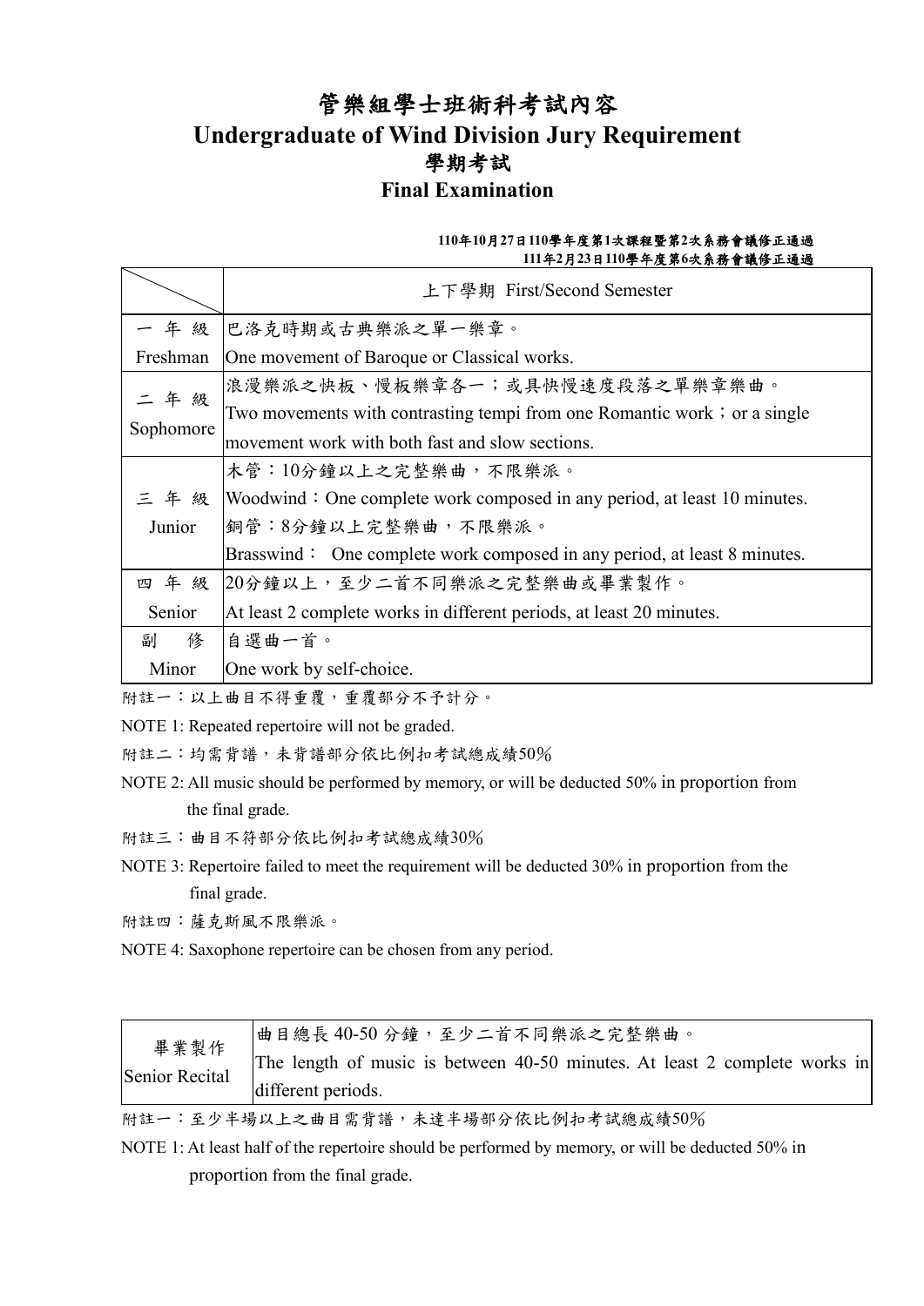# 管樂組學士班術科考試內容

# Undergraduate of Wind Division Jury Requirement

## 學期考試

## Final Examination

**110年10月27日110學年度第1次課程暨第2次系務會議修正通過**
**111年2月23日110學年度第6次系務會議修正通過**

| | 上下學期 First/Second Semester |
|---|---|
| 一 年 級<br>Freshman | 巴洛克時期或古典樂派之單一樂章。<br>One movement of Baroque or Classical works. |
| 二 年 級<br>Sophomore | 浪漫樂派之快板、慢板樂章各一；或具快慢速度段落之單樂章樂曲。<br>Two movements with contrasting tempi from one Romantic work；or a single movement work with both fast and slow sections. |
| 三 年 級<br>Junior | 木管：10分鐘以上之完整樂曲，不限樂派。<br>Woodwind：One complete work composed in any period, at least 10 minutes.<br>銅管：8分鐘以上完整樂曲，不限樂派。<br>Brasswind： One complete work composed in any period, at least 8 minutes. |
| 四 年 級<br>Senior | 20分鐘以上，至少二首不同樂派之完整樂曲或畢業製作。<br>At least 2 complete works in different periods, at least 20 minutes. |
| 副 修<br>Minor | 自選曲一首。<br>One work by self-choice. |

附註一：以上曲目不得重覆，重覆部分不予計分。

NOTE 1: Repeated repertoire will not be graded.

附註二：均需背譜，未背譜部分依比例扣考試總成績50%

NOTE 2: All music should be performed by memory, or will be deducted 50% in proportion from the final grade.

附註三：曲目不符部分依比例扣考試總成績30%

NOTE 3: Repertoire failed to meet the requirement will be deducted 30% in proportion from the final grade.

附註四：薩克斯風不限樂派。

NOTE 4: Saxophone repertoire can be chosen from any period.

| 畢業製作<br>Senior Recital | 曲目總長 40-50 分鐘，至少二首不同樂派之完整樂曲。<br>The length of music is between 40-50 minutes. At least 2 complete works in different periods. |
|---|---|

附註一：至少半場以上之曲目需背譜，未達半場部分依比例扣考試總成績50%

NOTE 1: At least half of the repertoire should be performed by memory, or will be deducted 50% in proportion from the final grade.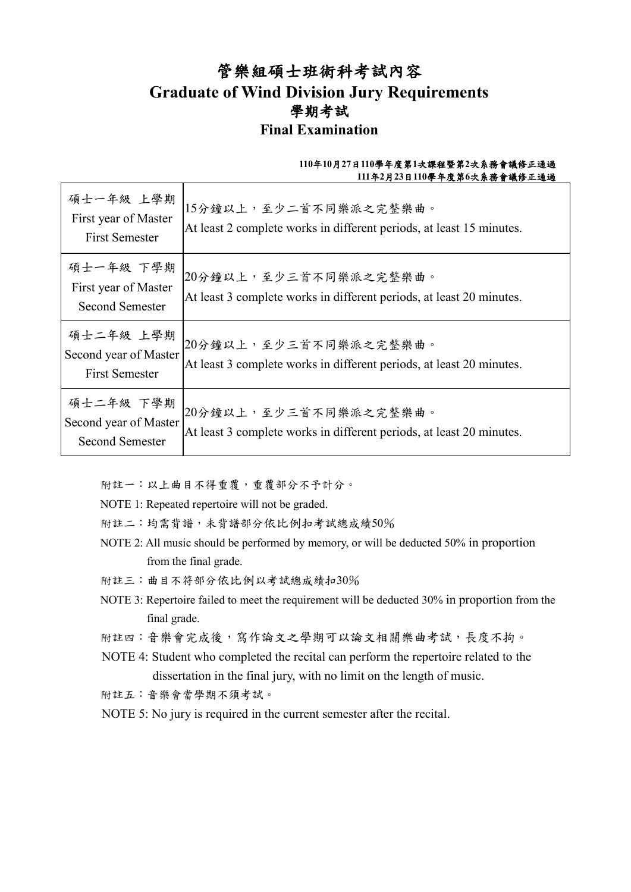# 管樂組碩士班術科考試內容

# Graduate of Wind Division Jury Requirements

## 學期考試

## Final Examination

**110年10月27日110學年度第1次課程暨第2次系務會議修正通過**
**111年2月23日110學年度第6次系務會議修正通過**

| | |
|---|---|
| 碩士一年級 上學期<br>First year of Master<br>First Semester | 15分鐘以上，至少二首不同樂派之完整樂曲。<br>At least 2 complete works in different periods, at least 15 minutes. |
| 碩士一年級 下學期<br>First year of Master<br>Second Semester | 20分鐘以上，至少三首不同樂派之完整樂曲。<br>At least 3 complete works in different periods, at least 20 minutes. |
| 碩士二年級 上學期<br>Second year of Master<br>First Semester | 20分鐘以上，至少三首不同樂派之完整樂曲。<br>At least 3 complete works in different periods, at least 20 minutes. |
| 碩士二年級 下學期<br>Second year of Master<br>Second Semester | 20分鐘以上，至少三首不同樂派之完整樂曲。<br>At least 3 complete works in different periods, at least 20 minutes. |

附註一：以上曲目不得重覆，重覆部分不予計分。

NOTE 1: Repeated repertoire will not be graded.

附註二：均需背譜，未背譜部分依比例扣考試總成績50%

NOTE 2: All music should be performed by memory, or will be deducted 50% in proportion from the final grade.

附註三：曲目不符部分依比例以考試總成績扣30%

NOTE 3: Repertoire failed to meet the requirement will be deducted 30% in proportion from the final grade.

附註四：音樂會完成後，寫作論文之學期可以論文相關樂曲考試，長度不拘。

NOTE 4: Student who completed the recital can perform the repertoire related to the dissertation in the final jury, with no limit on the length of music.

附註五：音樂會當學期不須考試。

NOTE 5: No jury is required in the current semester after the recital.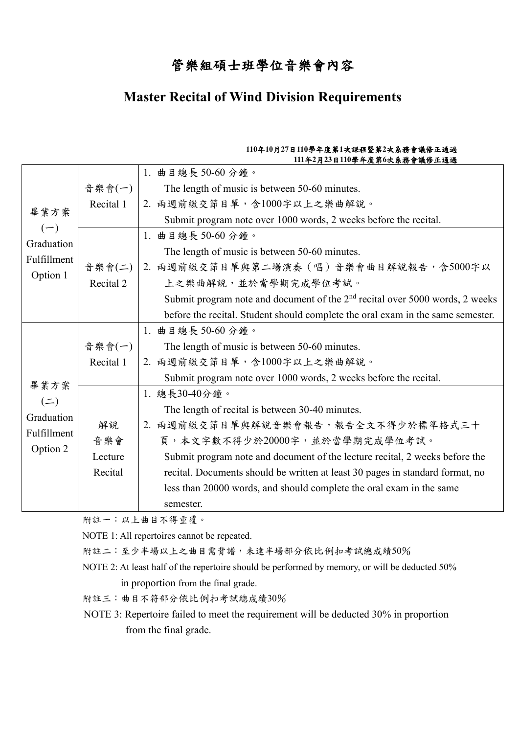# 管樂組碩士班學位音樂會內容

## Master Recital of Wind Division Requirements

**110年10月27日110學年度第1次課程暨第2次系務會議修正通過**
**111年2月23日110學年度第6次系務會議修正通過**

| | | |
|---|---|---|
| 畢業方案(一) Graduation Fulfillment Option 1 | 音樂會(一) Recital 1 | 1. 曲目總長 50-60 分鐘。<br>The length of music is between 50-60 minutes.<br>2. 兩週前繳交節目單，含1000字以上之樂曲解說。<br>Submit program note over 1000 words, 2 weeks before the recital. |
| | 音樂會(二) Recital 2 | 1. 曲目總長 50-60 分鐘。<br>The length of music is between 50-60 minutes.<br>2. 兩週前繳交節目單與第二場演奏（唱）音樂會曲目解說報告，含5000字以上之樂曲解說，並於當學期完成學位考試。<br>Submit program note and document of the 2nd recital over 5000 words, 2 weeks before the recital. Student should complete the oral exam in the same semester. |
| 畢業方案(二) Graduation Fulfillment Option 2 | 音樂會(一) Recital 1 | 1. 曲目總長 50-60 分鐘。<br>The length of music is between 50-60 minutes.<br>2. 兩週前繳交節目單，含1000字以上之樂曲解說。<br>Submit program note over 1000 words, 2 weeks before the recital. |
| | 解說音樂會 Lecture Recital | 1. 總長30-40分鐘。<br>The length of recital is between 30-40 minutes.<br>2. 兩週前繳交節目單與解說音樂會報告，報告全文不得少於標準格式三十頁，本文字數不得少於20000字，並於當學期完成學位考試。<br>Submit program note and document of the lecture recital, 2 weeks before the recital. Documents should be written at least 30 pages in standard format, no less than 20000 words, and should complete the oral exam in the same semester. |

附註一：以上曲目不得重覆。

NOTE 1: All repertoires cannot be repeated.

附註二：至少半場以上之曲目需背譜，未達半場部分依比例扣考試總成績50%

NOTE 2: At least half of the repertoire should be performed by memory, or will be deducted 50% in proportion from the final grade.

附註三：曲目不符部分依比例扣考試總成績30%

NOTE 3: Repertoire failed to meet the requirement will be deducted 30% in proportion from the final grade.